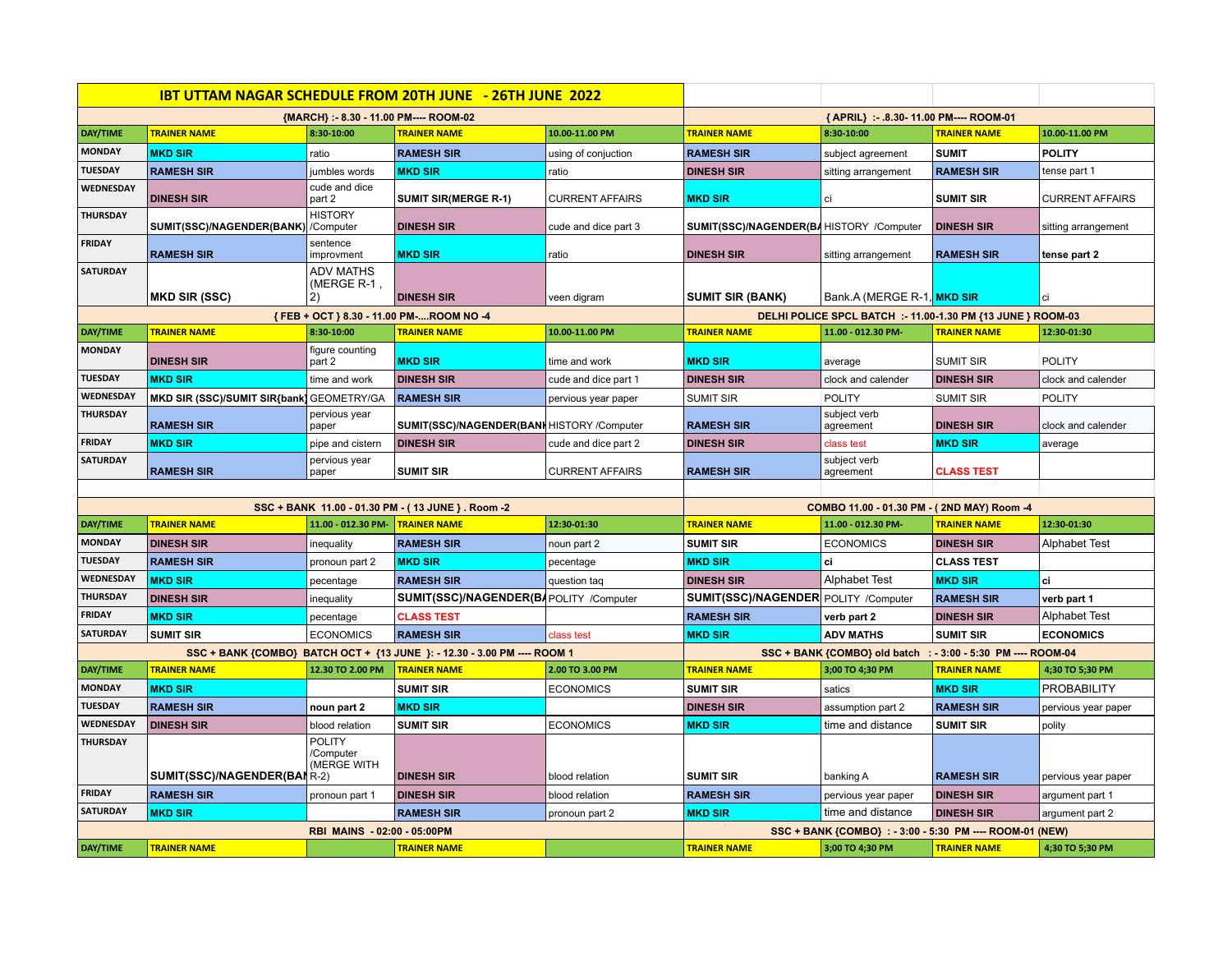# IBT UTTAM NAGAR SCHEDULE FROM 20TH JUNE - 26TH JUNE 2022

| {MARCH} :- 8.30 - 11.00 PM---- ROOM-02 | | | | | { APRIL} :- .8.30- 11.00 PM---- ROOM-01 | | | |
|---|---|---|---|---|---|---|---|---|
| DAY/TIME | TRAINER NAME | 8:30-10:00 | TRAINER NAME | 10.00-11.00 PM | TRAINER NAME | 8:30-10:00 | TRAINER NAME | 10.00-11.00 PM |
| MONDAY | MKD SIR | ratio | RAMESH SIR | using of conjuction | RAMESH SIR | subject agreement | SUMIT | POLITY |
| TUESDAY | RAMESH SIR | jumbles words | MKD SIR | ratio | DINESH SIR | sitting arrangement | RAMESH SIR | tense part 1 |
| WEDNESDAY | DINESH SIR | cude and dice part 2 | SUMIT SIR(MERGE R-1) | CURRENT AFFAIRS | MKD SIR | ci | SUMIT SIR | CURRENT AFFAIRS |
| THURSDAY | SUMIT(SSC)/NAGENDER(BANK) | HISTORY /Computer | DINESH SIR | cude and dice part 3 | SUMIT(SSC)/NAGENDER(BA | HISTORY /Computer | DINESH SIR | sitting arrangement |
| FRIDAY | RAMESH SIR | sentence improvment | MKD SIR | ratio | DINESH SIR | sitting arrangement | RAMESH SIR | tense part 2 |
| SATURDAY | MKD SIR (SSC) | ADV MATHS (MERGE R-1 , 2) | DINESH SIR | veen digram | SUMIT SIR (BANK) | Bank.A (MERGE R-1, | MKD SIR | ci |

| { FEB + OCT } 8.30 - 11.00 PM-....ROOM NO -4 | | | | | DELHI POLICE SPCL BATCH :- 11.00-1.30 PM {13 JUNE } ROOM-03 | | | |
|---|---|---|---|---|---|---|---|---|
| DAY/TIME | TRAINER NAME | 8:30-10:00 | TRAINER NAME | 10.00-11.00 PM | TRAINER NAME | 11.00 - 012.30 PM- | TRAINER NAME | 12:30-01:30 |
| MONDAY | DINESH SIR | figure counting part 2 | MKD SIR | time and work | MKD SIR | average | SUMIT SIR | POLITY |
| TUESDAY | MKD SIR | time and work | DINESH SIR | cude and dice part 1 | DINESH SIR | clock and calender | DINESH SIR | clock and calender |
| WEDNESDAY | MKD SIR (SSC)/SUMIT SIR{bank} | GEOMETRY/GA | RAMESH SIR | pervious year paper | SUMIT SIR | POLITY | SUMIT SIR | POLITY |
| THURSDAY | RAMESH SIR | pervious year paper | SUMIT(SSC)/NAGENDER(BANK | HISTORY /Computer | RAMESH SIR | subject verb agreement | DINESH SIR | clock and calender |
| FRIDAY | MKD SIR | pipe and cistern | DINESH SIR | cude and dice part 2 | DINESH SIR | class test | MKD SIR | average |
| SATURDAY | RAMESH SIR | pervious year paper | SUMIT SIR | CURRENT AFFAIRS | RAMESH SIR | subject verb agreement | CLASS TEST | |

| SSC + BANK 11.00 - 01.30 PM - ( 13 JUNE } . Room -2 | | | | | COMBO 11.00 - 01.30 PM - ( 2ND MAY) Room -4 | | | |
|---|---|---|---|---|---|---|---|---|
| DAY/TIME | TRAINER NAME | 11.00 - 012.30 PM- | TRAINER NAME | 12:30-01:30 | TRAINER NAME | 11.00 - 012.30 PM- | TRAINER NAME | 12:30-01:30 |
| MONDAY | DINESH SIR | inequality | RAMESH SIR | noun part 2 | SUMIT SIR | ECONOMICS | DINESH SIR | Alphabet Test |
| TUESDAY | RAMESH SIR | pronoun part 2 | MKD SIR | pecentage | MKD SIR | ci | CLASS TEST | |
| WEDNESDAY | MKD SIR | pecentage | RAMESH SIR | question taq | DINESH SIR | Alphabet Test | MKD SIR | ci |
| THURSDAY | DINESH SIR | inequality | SUMIT(SSC)/NAGENDER(BA | POLITY /Computer | SUMIT(SSC)/NAGENDER | POLITY /Computer | RAMESH SIR | verb part 1 |
| FRIDAY | MKD SIR | pecentage | CLASS TEST | | RAMESH SIR | verb part 2 | DINESH SIR | Alphabet Test |
| SATURDAY | SUMIT SIR | ECONOMICS | RAMESH SIR | class test | MKD SIR | ADV MATHS | SUMIT SIR | ECONOMICS |

| SSC + BANK {COMBO} BATCH OCT + {13 JUNE }: - 12.30 - 3.00 PM ---- ROOM 1 | | | | | SSC + BANK {COMBO} old batch : - 3:00 - 5:30 PM ---- ROOM-04 | | | |
|---|---|---|---|---|---|---|---|---|
| DAY/TIME | TRAINER NAME | 12.30 TO 2.00 PM | TRAINER NAME | 2.00 TO 3.00 PM | TRAINER NAME | 3;00 TO 4;30 PM | TRAINER NAME | 4;30 TO 5;30 PM |
| MONDAY | MKD SIR | | SUMIT SIR | ECONOMICS | SUMIT SIR | satics | MKD SIR | PROBABILITY |
| TUESDAY | RAMESH SIR | noun part 2 | MKD SIR | | DINESH SIR | assumption part 2 | RAMESH SIR | pervious year paper |
| WEDNESDAY | DINESH SIR | blood relation | SUMIT SIR | ECONOMICS | MKD SIR | time and distance | SUMIT SIR | polity |
| THURSDAY | SUMIT(SSC)/NAGENDER(BAN | POLITY /Computer (MERGE WITH R-2) | DINESH SIR | blood relation | SUMIT SIR | banking A | RAMESH SIR | pervious year paper |
| FRIDAY | RAMESH SIR | pronoun part 1 | DINESH SIR | blood relation | RAMESH SIR | pervious year paper | DINESH SIR | argument part 1 |
| SATURDAY | MKD SIR | | RAMESH SIR | pronoun part 2 | MKD SIR | time and distance | DINESH SIR | argument part 2 |

| RBI MAINS - 02:00 - 05:00PM | | | | | SSC + BANK {COMBO} : - 3:00 - 5:30 PM ---- ROOM-01 (NEW) | | | |
|---|---|---|---|---|---|---|---|---|
| DAY/TIME | TRAINER NAME | | TRAINER NAME | | TRAINER NAME | 3;00 TO 4;30 PM | TRAINER NAME | 4;30 TO 5;30 PM |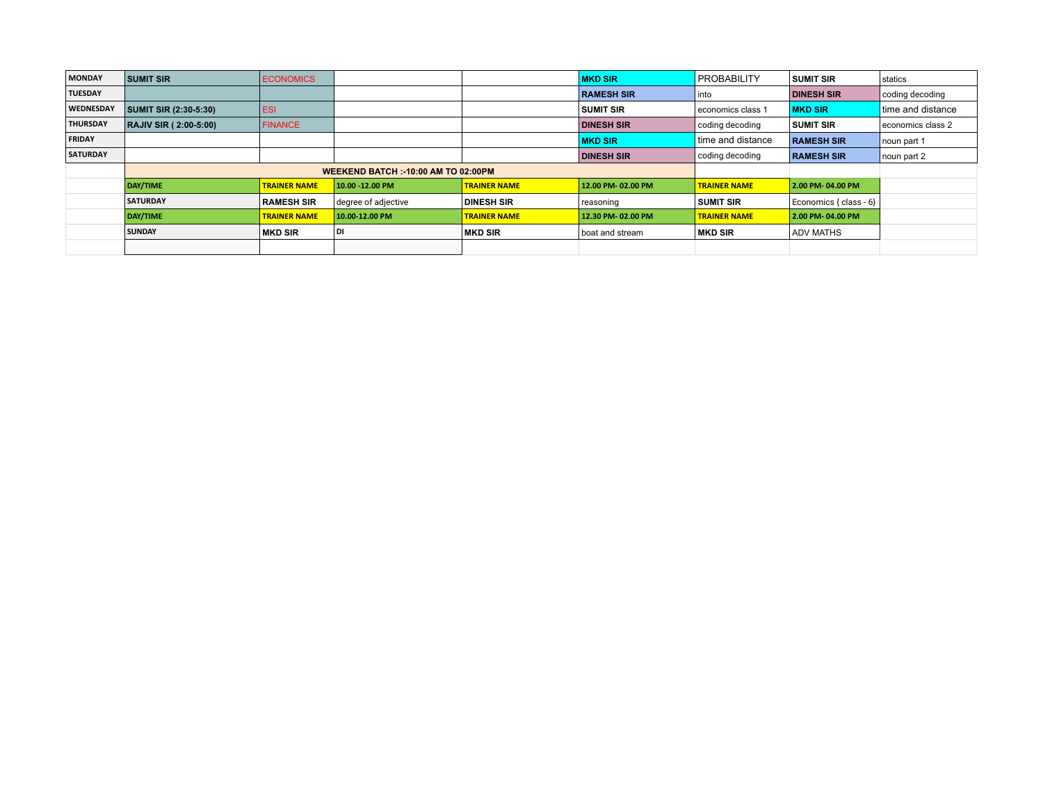| | | | | | | | | |
|---|---|---|---|---|---|---|---|---|
| MONDAY | SUMIT SIR | ECONOMICS | | | MKD SIR | PROBABILITY | SUMIT SIR | statics |
| TUESDAY | | | | | RAMESH SIR | into | DINESH SIR | coding decoding |
| WEDNESDAY | SUMIT SIR (2:30-5:30) | ESI | | | SUMIT SIR | economics class 1 | MKD SIR | time and distance |
| THURSDAY | RAJIV SIR ( 2:00-5:00) | FINANCE | | | DINESH SIR | coding decoding | SUMIT SIR | economics class 2 |
| FRIDAY | | | | | MKD SIR | time and distance | RAMESH SIR | noun part 1 |
| SATURDAY | | | | | DINESH SIR | coding decoding | RAMESH SIR | noun part 2 |
| | WEEKEND BATCH :-10:00 AM TO 02:00PM | | | | | | | |
| | DAY/TIME | TRAINER NAME | 10.00 -12.00 PM | TRAINER NAME | 12.00 PM- 02.00 PM | TRAINER NAME | 2.00 PM- 04.00 PM | |
| | SATURDAY | RAMESH SIR | degree of adjective | DINESH SIR | reasoning | SUMIT SIR | Economics { class - 6} | |
| | DAY/TIME | TRAINER NAME | 10.00-12.00 PM | TRAINER NAME | 12.30 PM- 02.00 PM | TRAINER NAME | 2.00 PM- 04.00 PM | |
| | SUNDAY | MKD SIR | DI | MKD SIR | boat and stream | MKD SIR | ADV MATHS | |